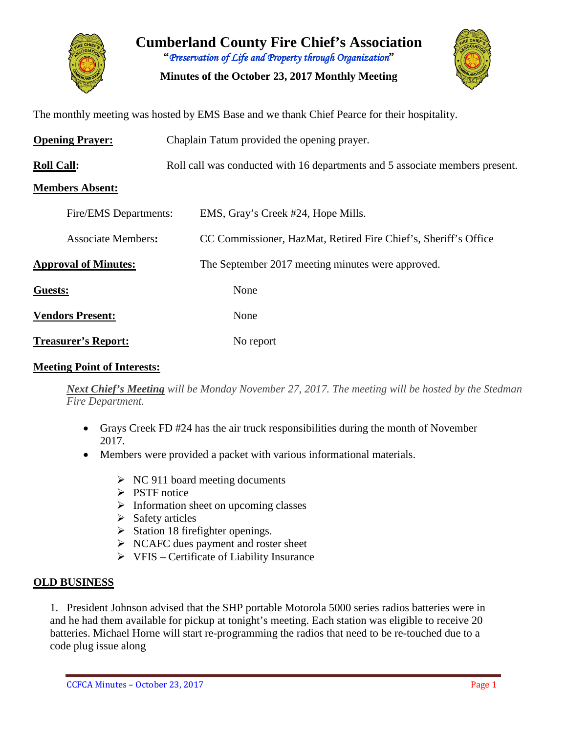# Cumberland County Fire Chief's Association

*"Preservation of Life and Property through Organization"*

**Minutes of the October 23, 2017 Monthly Meeting**

The monthly meeting was hosted by EMS Base and we thank Chief Pearce for their hospitality.

**Opening Prayer:** Chaplain Tatum provided the opening prayer.

**Roll Call:** Roll call was conducted with 16 departments and 5 associate members present.

**Members Absent:**

Fire/EMS Departments: EMS, Gray's Creek #24, Hope Mills.

Associate Members: CC Commissioner, HazMat, Retired Fire Chief's, Sheriff's Office

**Approval of Minutes:** The September 2017 meeting minutes were approved.

**Guests:** None

**Vendors Present:** None

**Treasurer's Report:** No report

**Meeting Point of Interests:**

***Next Chief's Meeting*** *will be Monday November 27, 2017. The meeting will be hosted by the Stedman Fire Department.*

- Grays Creek FD #24 has the air truck responsibilities during the month of November 2017.
- Members were provided a packet with various informational materials.
  - NC 911 board meeting documents
  - PSTF notice
  - Information sheet on upcoming classes
  - Safety articles
  - Station 18 firefighter openings.
  - NCAFC dues payment and roster sheet
  - VFIS – Certificate of Liability Insurance

## OLD BUSINESS

1. President Johnson advised that the SHP portable Motorola 5000 series radios batteries were in and he had them available for pickup at tonight's meeting. Each station was eligible to receive 20 batteries. Michael Horne will start re-programming the radios that need to be re-touched due to a code plug issue along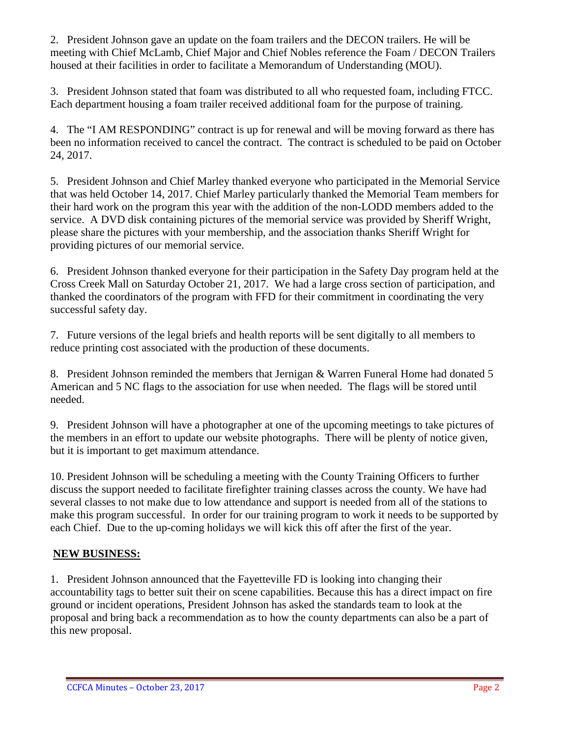2. President Johnson gave an update on the foam trailers and the DECON trailers. He will be meeting with Chief McLamb, Chief Major and Chief Nobles reference the Foam / DECON Trailers housed at their facilities in order to facilitate a Memorandum of Understanding (MOU).

3. President Johnson stated that foam was distributed to all who requested foam, including FTCC. Each department housing a foam trailer received additional foam for the purpose of training.

4. The "I AM RESPONDING" contract is up for renewal and will be moving forward as there has been no information received to cancel the contract. The contract is scheduled to be paid on October 24, 2017.

5. President Johnson and Chief Marley thanked everyone who participated in the Memorial Service that was held October 14, 2017. Chief Marley particularly thanked the Memorial Team members for their hard work on the program this year with the addition of the non-LODD members added to the service. A DVD disk containing pictures of the memorial service was provided by Sheriff Wright, please share the pictures with your membership, and the association thanks Sheriff Wright for providing pictures of our memorial service.

6. President Johnson thanked everyone for their participation in the Safety Day program held at the Cross Creek Mall on Saturday October 21, 2017. We had a large cross section of participation, and thanked the coordinators of the program with FFD for their commitment in coordinating the very successful safety day.

7. Future versions of the legal briefs and health reports will be sent digitally to all members to reduce printing cost associated with the production of these documents.

8. President Johnson reminded the members that Jernigan & Warren Funeral Home had donated 5 American and 5 NC flags to the association for use when needed. The flags will be stored until needed.

9. President Johnson will have a photographer at one of the upcoming meetings to take pictures of the members in an effort to update our website photographs. There will be plenty of notice given, but it is important to get maximum attendance.

10. President Johnson will be scheduling a meeting with the County Training Officers to further discuss the support needed to facilitate firefighter training classes across the county. We have had several classes to not make due to low attendance and support is needed from all of the stations to make this program successful. In order for our training program to work it needs to be supported by each Chief. Due to the up-coming holidays we will kick this off after the first of the year.

## NEW BUSINESS:

1. President Johnson announced that the Fayetteville FD is looking into changing their accountability tags to better suit their on scene capabilities. Because this has a direct impact on fire ground or incident operations, President Johnson has asked the standards team to look at the proposal and bring back a recommendation as to how the county departments can also be a part of this new proposal.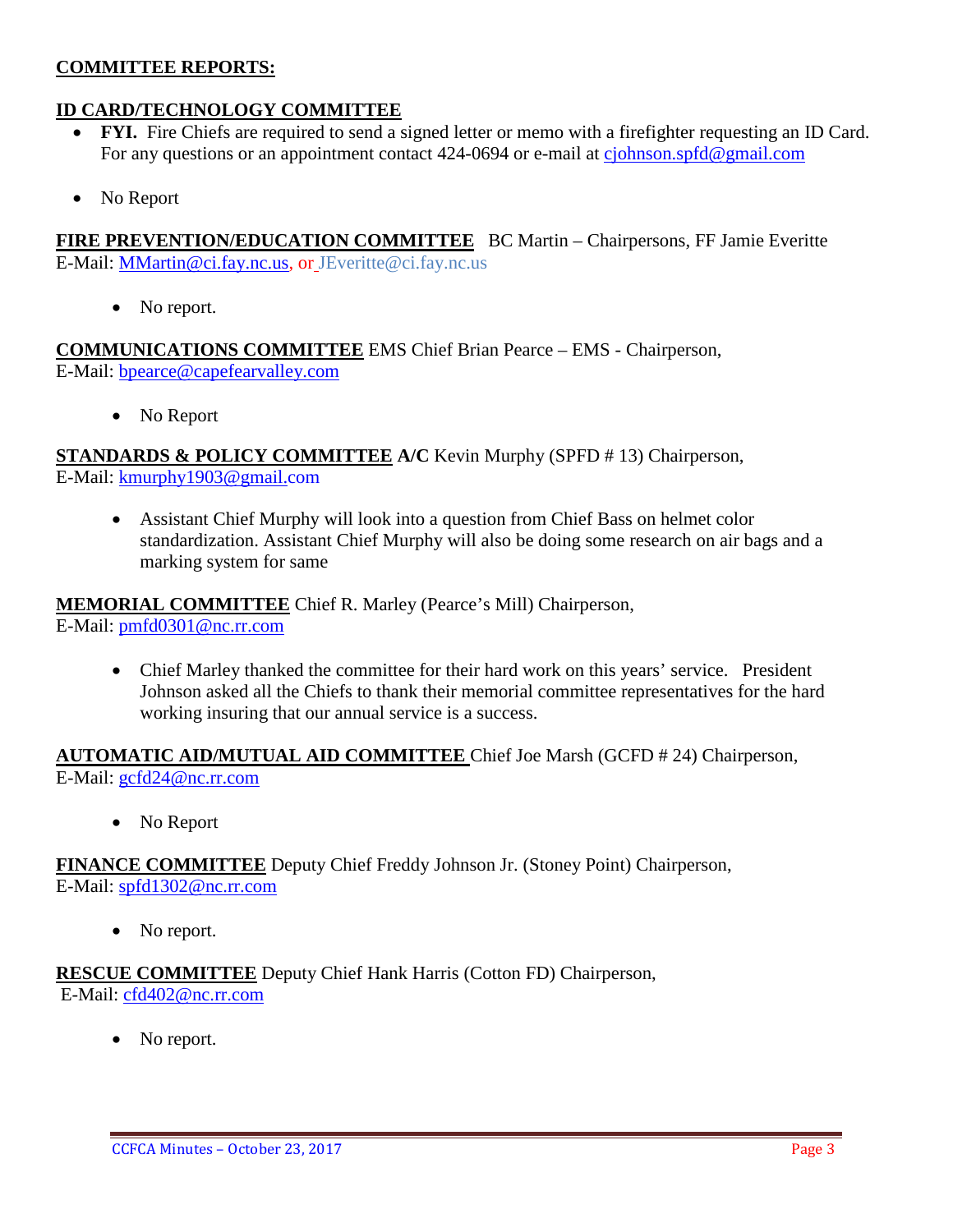**COMMITTEE REPORTS:**

**ID CARD/TECHNOLOGY COMMITTEE**

- **FYI.** Fire Chiefs are required to send a signed letter or memo with a firefighter requesting an ID Card. For any questions or an appointment contact 424-0694 or e-mail at cjohnson.spfd@gmail.com
- No Report

**FIRE PREVENTION/EDUCATION COMMITTEE** BC Martin – Chairpersons, FF Jamie Everitte
E-Mail: MMartin@ci.fay.nc.us, or JEveritte@ci.fay.nc.us

- No report.

**COMMUNICATIONS COMMITTEE** EMS Chief Brian Pearce – EMS - Chairperson,
E-Mail: bpearce@capefearvalley.com

- No Report

**STANDARDS & POLICY COMMITTEE A/C** Kevin Murphy (SPFD # 13) Chairperson,
E-Mail: kmurphy1903@gmail.com

- Assistant Chief Murphy will look into a question from Chief Bass on helmet color standardization. Assistant Chief Murphy will also be doing some research on air bags and a marking system for same

**MEMORIAL COMMITTEE** Chief R. Marley (Pearce's Mill) Chairperson,
E-Mail: pmfd0301@nc.rr.com

- Chief Marley thanked the committee for their hard work on this years' service. President Johnson asked all the Chiefs to thank their memorial committee representatives for the hard working insuring that our annual service is a success.

**AUTOMATIC AID/MUTUAL AID COMMITTEE** Chief Joe Marsh (GCFD # 24) Chairperson,
E-Mail: gcfd24@nc.rr.com

- No Report

**FINANCE COMMITTEE** Deputy Chief Freddy Johnson Jr. (Stoney Point) Chairperson,
E-Mail: spfd1302@nc.rr.com

- No report.

**RESCUE COMMITTEE** Deputy Chief Hank Harris (Cotton FD) Chairperson,
E-Mail: cfd402@nc.rr.com

- No report.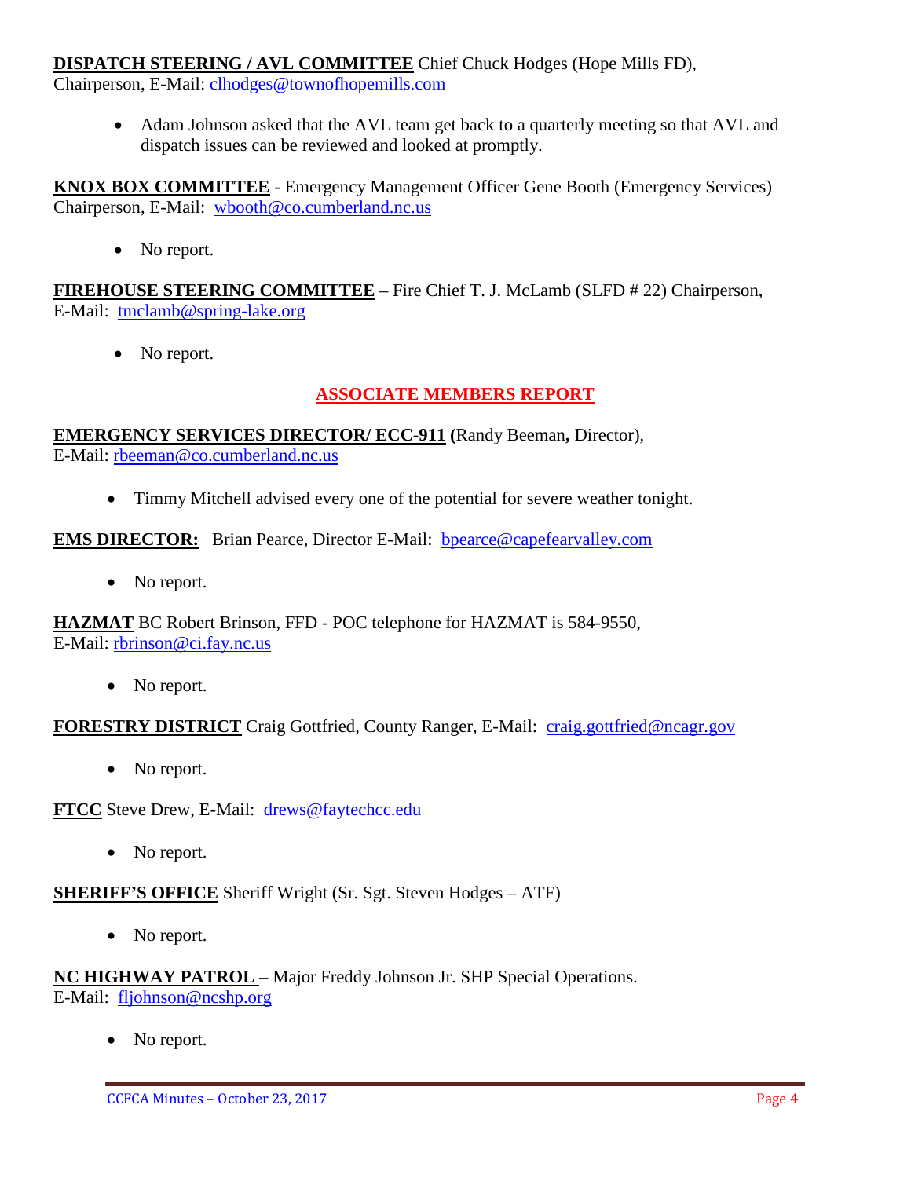**DISPATCH STEERING / AVL COMMITTEE** Chief Chuck Hodges (Hope Mills FD), Chairperson, E-Mail: clhodges@townofhopemills.com

- Adam Johnson asked that the AVL team get back to a quarterly meeting so that AVL and dispatch issues can be reviewed and looked at promptly.

**KNOX BOX COMMITTEE** - Emergency Management Officer Gene Booth (Emergency Services) Chairperson, E-Mail: wbooth@co.cumberland.nc.us

- No report.

**FIREHOUSE STEERING COMMITTEE** – Fire Chief T. J. McLamb (SLFD # 22) Chairperson, E-Mail: tmclamb@spring-lake.org

- No report.

## ASSOCIATE MEMBERS REPORT

**EMERGENCY SERVICES DIRECTOR/ ECC-911 (**Randy Beeman**,** Director), E-Mail: rbeeman@co.cumberland.nc.us

- Timmy Mitchell advised every one of the potential for severe weather tonight.

**EMS DIRECTOR:** Brian Pearce, Director E-Mail: bpearce@capefearvalley.com

- No report.

**HAZMAT** BC Robert Brinson, FFD - POC telephone for HAZMAT is 584-9550, E-Mail: rbrinson@ci.fay.nc.us

- No report.

**FORESTRY DISTRICT** Craig Gottfried, County Ranger, E-Mail: craig.gottfried@ncagr.gov

- No report.

**FTCC** Steve Drew, E-Mail: drews@faytechcc.edu

- No report.

**SHERIFF'S OFFICE** Sheriff Wright (Sr. Sgt. Steven Hodges – ATF)

- No report.

**NC HIGHWAY PATROL** – Major Freddy Johnson Jr. SHP Special Operations. E-Mail: fljohnson@ncshp.org

- No report.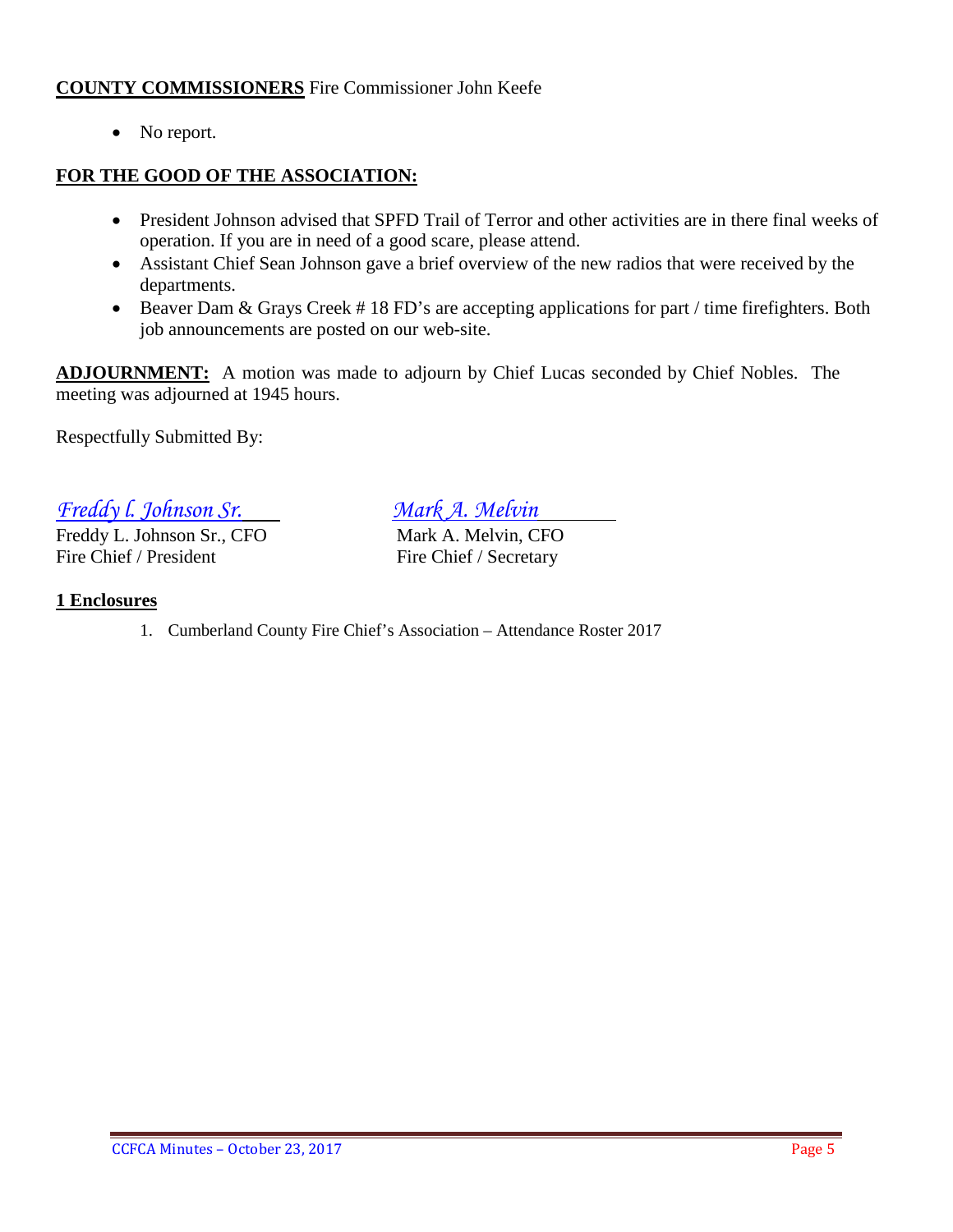**COUNTY COMMISSIONERS** Fire Commissioner John Keefe

- No report.

**FOR THE GOOD OF THE ASSOCIATION:**

- President Johnson advised that SPFD Trail of Terror and other activities are in there final weeks of operation. If you are in need of a good scare, please attend.
- Assistant Chief Sean Johnson gave a brief overview of the new radios that were received by the departments.
- Beaver Dam & Grays Creek # 18 FD's are accepting applications for part / time firefighters. Both job announcements are posted on our web-site.

**ADJOURNMENT:** A motion was made to adjourn by Chief Lucas seconded by Chief Nobles. The meeting was adjourned at 1945 hours.

Respectfully Submitted By:

| *Freddy l. Johnson Sr.* | *Mark A. Melvin* |
|---|---|
| Freddy L. Johnson Sr., CFO | Mark A. Melvin, CFO |
| Fire Chief / President | Fire Chief / Secretary |

**1 Enclosures**

1. Cumberland County Fire Chief's Association – Attendance Roster 2017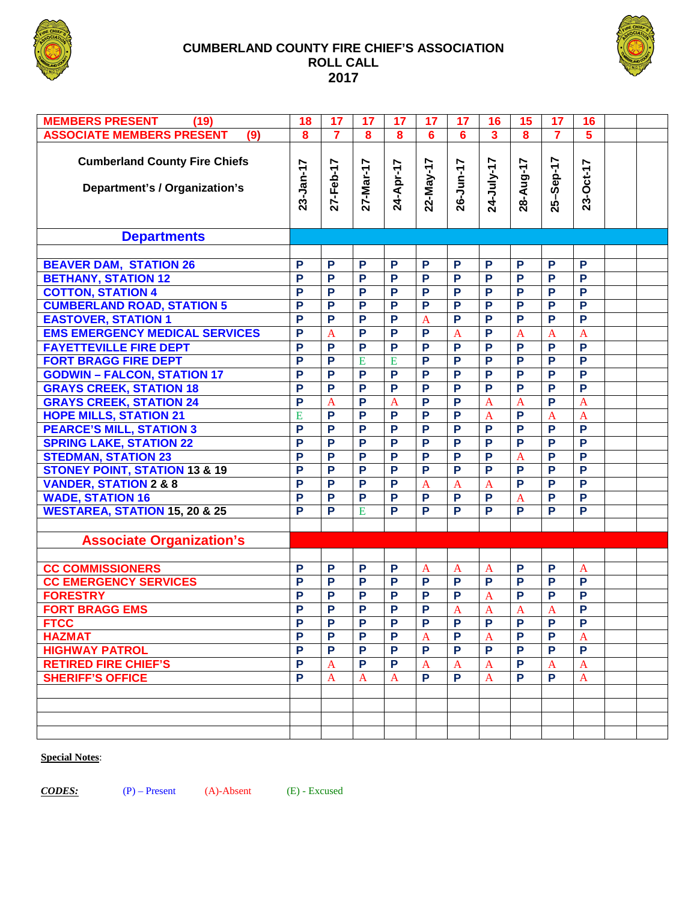# CUMBERLAND COUNTY FIRE CHIEF'S ASSOCIATION
## ROLL CALL
## 2017

| MEMBERS PRESENT (19) | 18 | 17 | 17 | 17 | 17 | 17 | 16 | 15 | 17 | 16 | | |
|---|---|---|---|---|---|---|---|---|---|---|---|---|
| ASSOCIATE MEMBERS PRESENT (9) | 8 | 7 | 8 | 8 | 6 | 6 | 3 | 8 | 7 | 5 | | |
| Cumberland County Fire Chiefs<br>Department's / Organization's | 23-Jan-17 | 27-Feb-17 | 27-Mar-17 | 24-Apr-17 | 22-May-17 | 26-Jun-17 | 24-July-17 | 28-Aug-17 | 25–Sep-17 | 23-Oct-17 | | |
| **Departments** | | | | | | | | | | | | |
| | | | | | | | | | | | | |
| BEAVER DAM, STATION 26 | P | P | P | P | P | P | P | P | P | P | | |
| BETHANY, STATION 12 | P | P | P | P | P | P | P | P | P | P | | |
| COTTON, STATION 4 | P | P | P | P | P | P | P | P | P | P | | |
| CUMBERLAND ROAD, STATION 5 | P | P | P | P | P | P | P | P | P | P | | |
| EASTOVER, STATION 1 | P | P | P | P | A | P | P | P | P | P | | |
| EMS EMERGENCY MEDICAL SERVICES | P | A | P | P | P | A | P | A | A | A | | |
| FAYETTEVILLE FIRE DEPT | P | P | P | P | P | P | P | P | P | P | | |
| FORT BRAGG FIRE DEPT | P | P | E | E | P | P | P | P | P | P | | |
| GODWIN – FALCON, STATION 17 | P | P | P | P | P | P | P | P | P | P | | |
| GRAYS CREEK, STATION 18 | P | P | P | P | P | P | P | P | P | P | | |
| GRAYS CREEK, STATION 24 | P | A | P | A | P | P | A | A | P | A | | |
| HOPE MILLS, STATION 21 | E | P | P | P | P | P | A | P | A | A | | |
| PEARCE'S MILL, STATION 3 | P | P | P | P | P | P | P | P | P | P | | |
| SPRING LAKE, STATION 22 | P | P | P | P | P | P | P | P | P | P | | |
| STEDMAN, STATION 23 | P | P | P | P | P | P | P | A | P | P | | |
| STONEY POINT, STATION 13 & 19 | P | P | P | P | P | P | P | P | P | P | | |
| VANDER, STATION 2 & 8 | P | P | P | P | A | A | A | P | P | P | | |
| WADE, STATION 16 | P | P | P | P | P | P | P | A | P | P | | |
| WESTAREA, STATION 15, 20 & 25 | P | P | E | P | P | P | P | P | P | P | | |
| | | | | | | | | | | | | |
| **Associate Organization's** | | | | | | | | | | | | |
| | | | | | | | | | | | | |
| CC COMMISSIONERS | P | P | P | P | A | A | A | P | P | A | | |
| CC EMERGENCY SERVICES | P | P | P | P | P | P | P | P | P | P | | |
| FORESTRY | P | P | P | P | P | P | A | P | P | P | | |
| FORT BRAGG EMS | P | P | P | P | P | A | A | A | A | P | | |
| FTCC | P | P | P | P | P | P | P | P | P | P | | |
| HAZMAT | P | P | P | P | A | P | A | P | P | A | | |
| HIGHWAY PATROL | P | P | P | P | P | P | P | P | P | P | | |
| RETIRED FIRE CHIEF'S | P | A | P | P | A | A | A | P | A | A | | |
| SHERIFF'S OFFICE | P | A | A | A | P | P | A | P | P | A | | |
| | | | | | | | | | | | | |
| | | | | | | | | | | | | |
| | | | | | | | | | | | | |
| | | | | | | | | | | | | |

**Special Notes**:

***CODES:*** (P) – Present (A)-Absent (E) - Excused